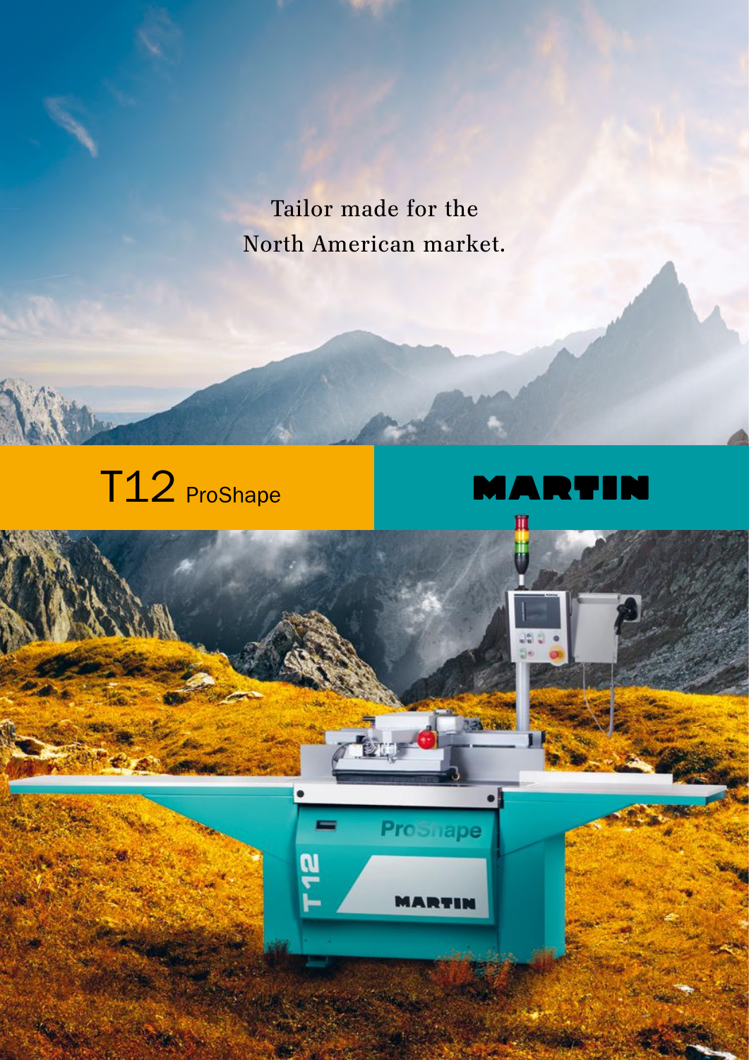Tailor made for the
North American market.

# T12 ProShape

MARTIN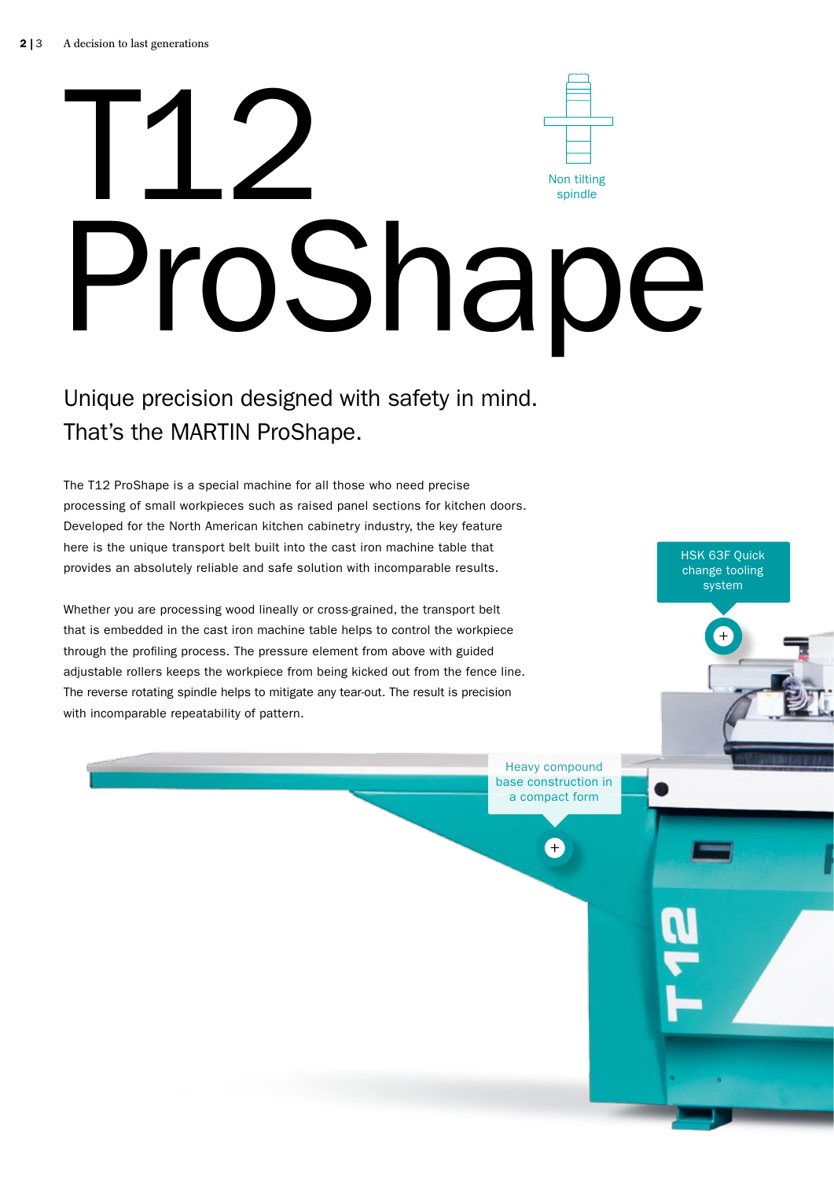# T12 ProShape

Non tilting spindle

## Unique precision designed with safety in mind. That's the MARTIN ProShape.

The T12 ProShape is a special machine for all those who need precise processing of small workpieces such as raised panel sections for kitchen doors. Developed for the North American kitchen cabinetry industry, the key feature here is the unique transport belt built into the cast iron machine table that provides an absolutely reliable and safe solution with incomparable results.

Whether you are processing wood lineally or cross-grained, the transport belt that is embedded in the cast iron machine table helps to control the workpiece through the profiling process. The pressure element from above with guided adjustable rollers keeps the workpiece from being kicked out from the fence line. The reverse rotating spindle helps to mitigate any tear-out. The result is precision with incomparable repeatability of pattern.

HSK 63F Quick change tooling system

Heavy compound base construction in a compact form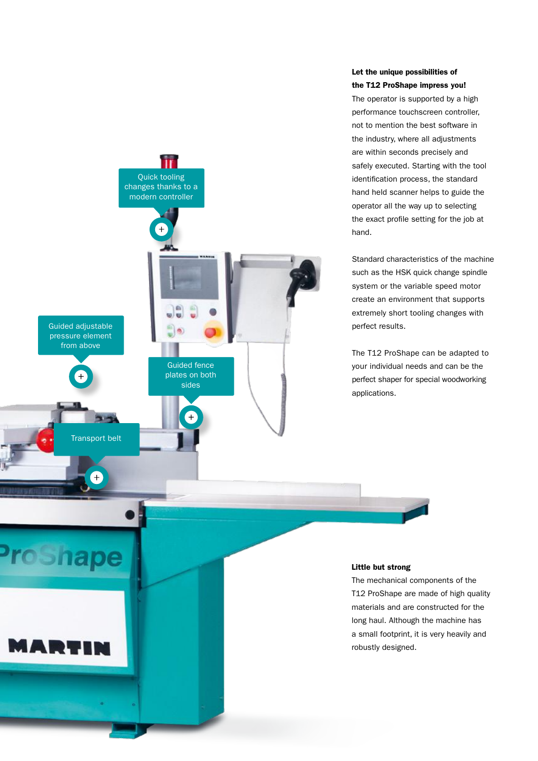Quick tooling changes thanks to a modern controller

Guided adjustable pressure element from above

Guided fence plates on both sides

Transport belt

**Let the unique possibilities of the T12 ProShape impress you!**

The operator is supported by a high performance touchscreen controller, not to mention the best software in the industry, where all adjustments are within seconds precisely and safely executed. Starting with the tool identification process, the standard hand held scanner helps to guide the operator all the way up to selecting the exact profile setting for the job at hand.

Standard characteristics of the machine such as the HSK quick change spindle system or the variable speed motor create an environment that supports extremely short tooling changes with perfect results.

The T12 ProShape can be adapted to your individual needs and can be the perfect shaper for special woodworking applications.

**Little but strong**

The mechanical components of the T12 ProShape are made of high quality materials and are constructed for the long haul. Although the machine has a small footprint, it is very heavily and robustly designed.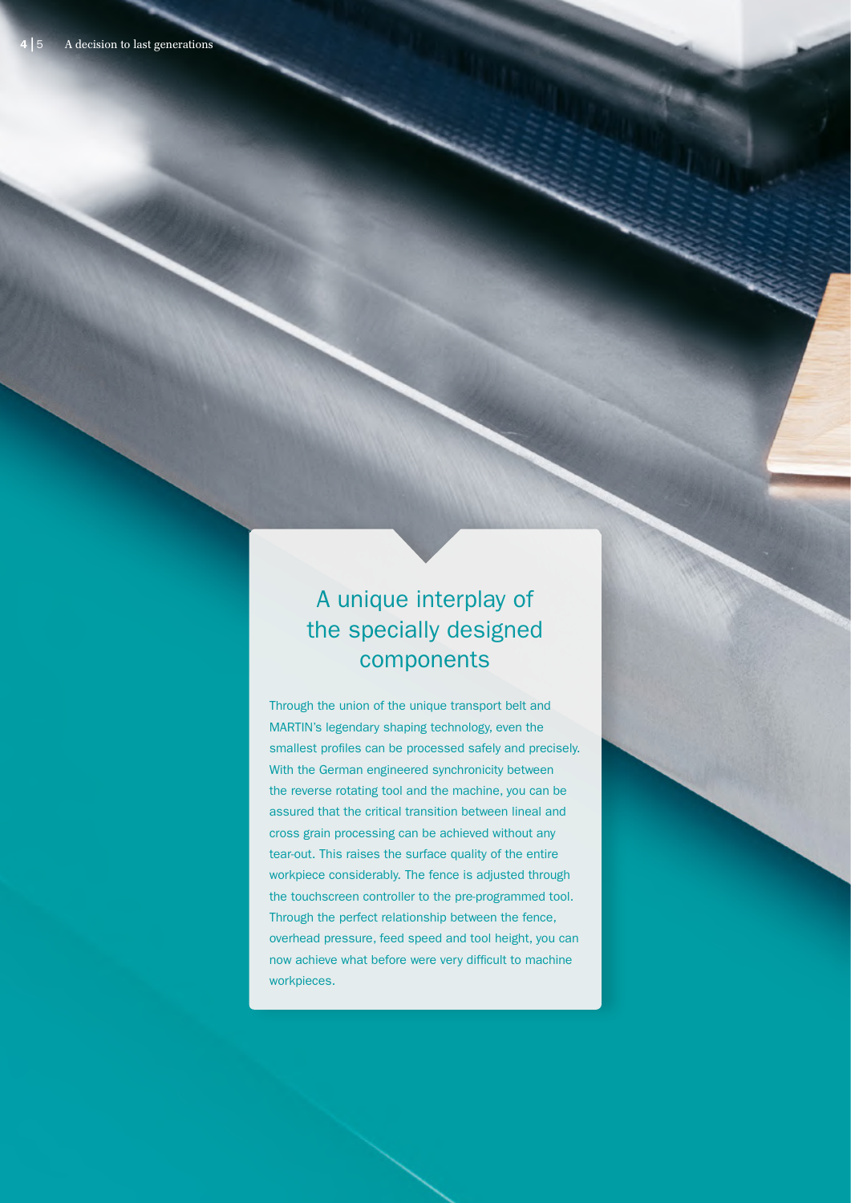## A unique interplay of the specially designed components

Through the union of the unique transport belt and MARTIN's legendary shaping technology, even the smallest profiles can be processed safely and precisely. With the German engineered synchronicity between the reverse rotating tool and the machine, you can be assured that the critical transition between lineal and cross grain processing can be achieved without any tear-out. This raises the surface quality of the entire workpiece considerably. The fence is adjusted through the touchscreen controller to the pre-programmed tool. Through the perfect relationship between the fence, overhead pressure, feed speed and tool height, you can now achieve what before were very difficult to machine workpieces.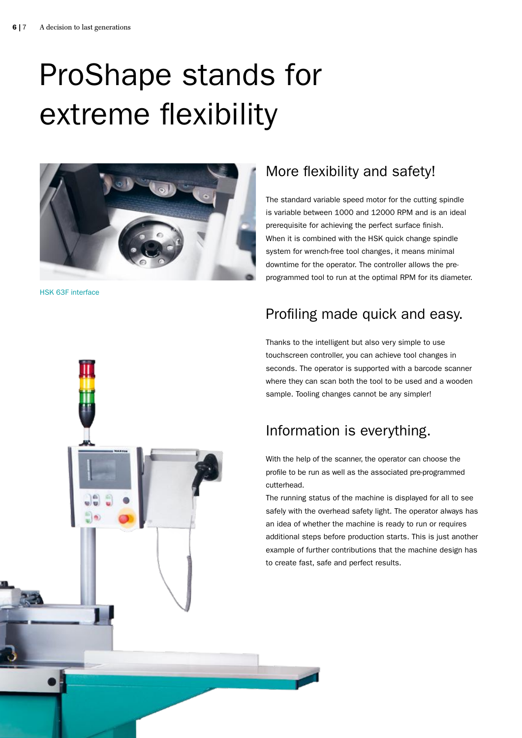# ProShape stands for extreme flexibility

HSK 63F interface

## More flexibility and safety!

The standard variable speed motor for the cutting spindle is variable between 1000 and 12000 RPM and is an ideal prerequisite for achieving the perfect surface finish.
When it is combined with the HSK quick change spindle system for wrench-free tool changes, it means minimal downtime for the operator. The controller allows the pre-programmed tool to run at the optimal RPM for its diameter.

## Profiling made quick and easy.

Thanks to the intelligent but also very simple to use touchscreen controller, you can achieve tool changes in seconds. The operator is supported with a barcode scanner where they can scan both the tool to be used and a wooden sample. Tooling changes cannot be any simpler!

## Information is everything.

With the help of the scanner, the operator can choose the profile to be run as well as the associated pre-programmed cutterhead.
The running status of the machine is displayed for all to see safely with the overhead safety light. The operator always has an idea of whether the machine is ready to run or requires additional steps before production starts. This is just another example of further contributions that the machine design has to create fast, safe and perfect results.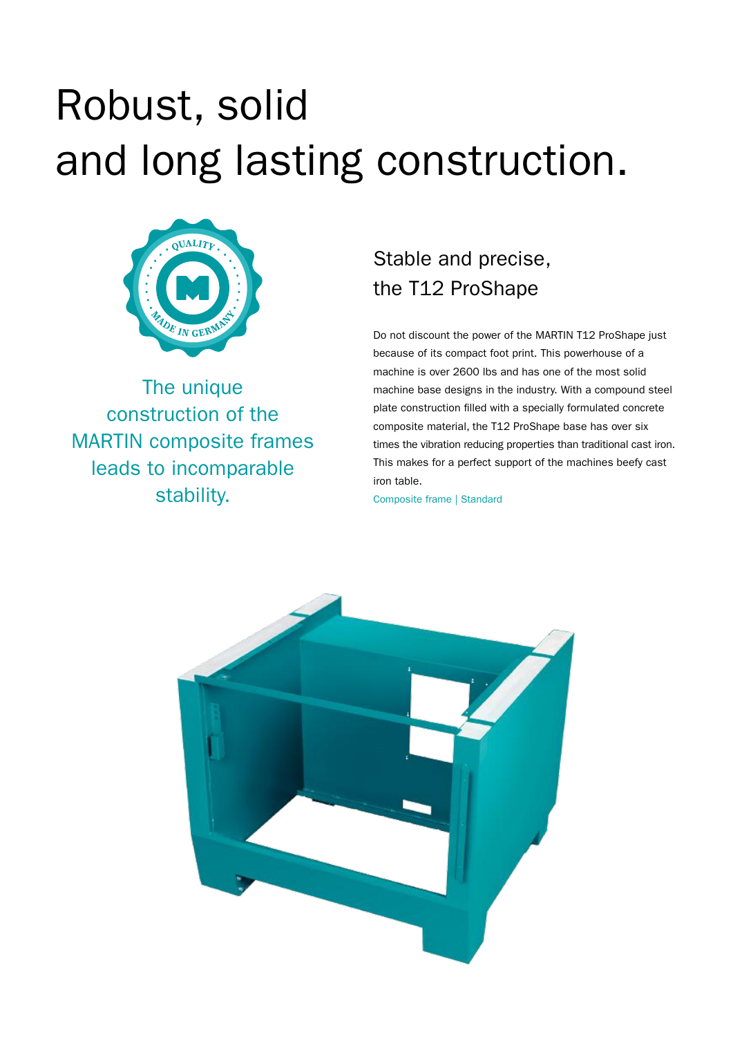# Robust, solid and long lasting construction.

The unique construction of the MARTIN composite frames leads to incomparable stability.

## Stable and precise, the T12 ProShape

Do not discount the power of the MARTIN T12 ProShape just because of its compact foot print. This powerhouse of a machine is over 2600 lbs and has one of the most solid machine base designs in the industry. With a compound steel plate construction filled with a specially formulated concrete composite material, the T12 ProShape base has over six times the vibration reducing properties than traditional cast iron. This makes for a perfect support of the machines beefy cast iron table.

Composite frame | Standard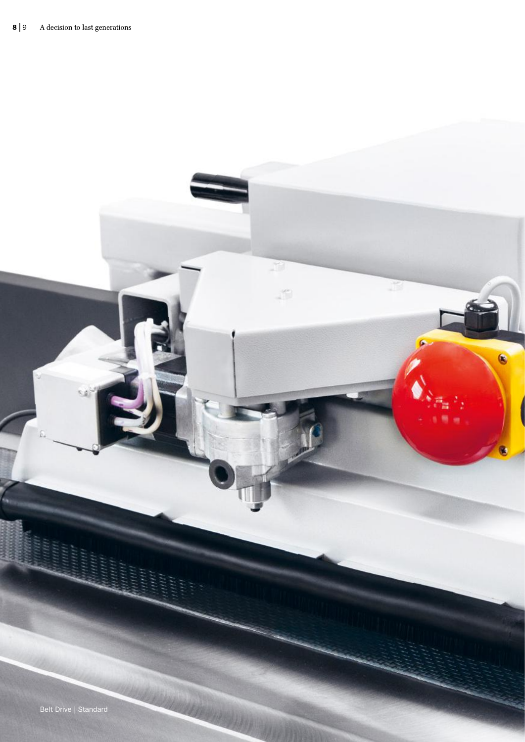Belt Drive | Standard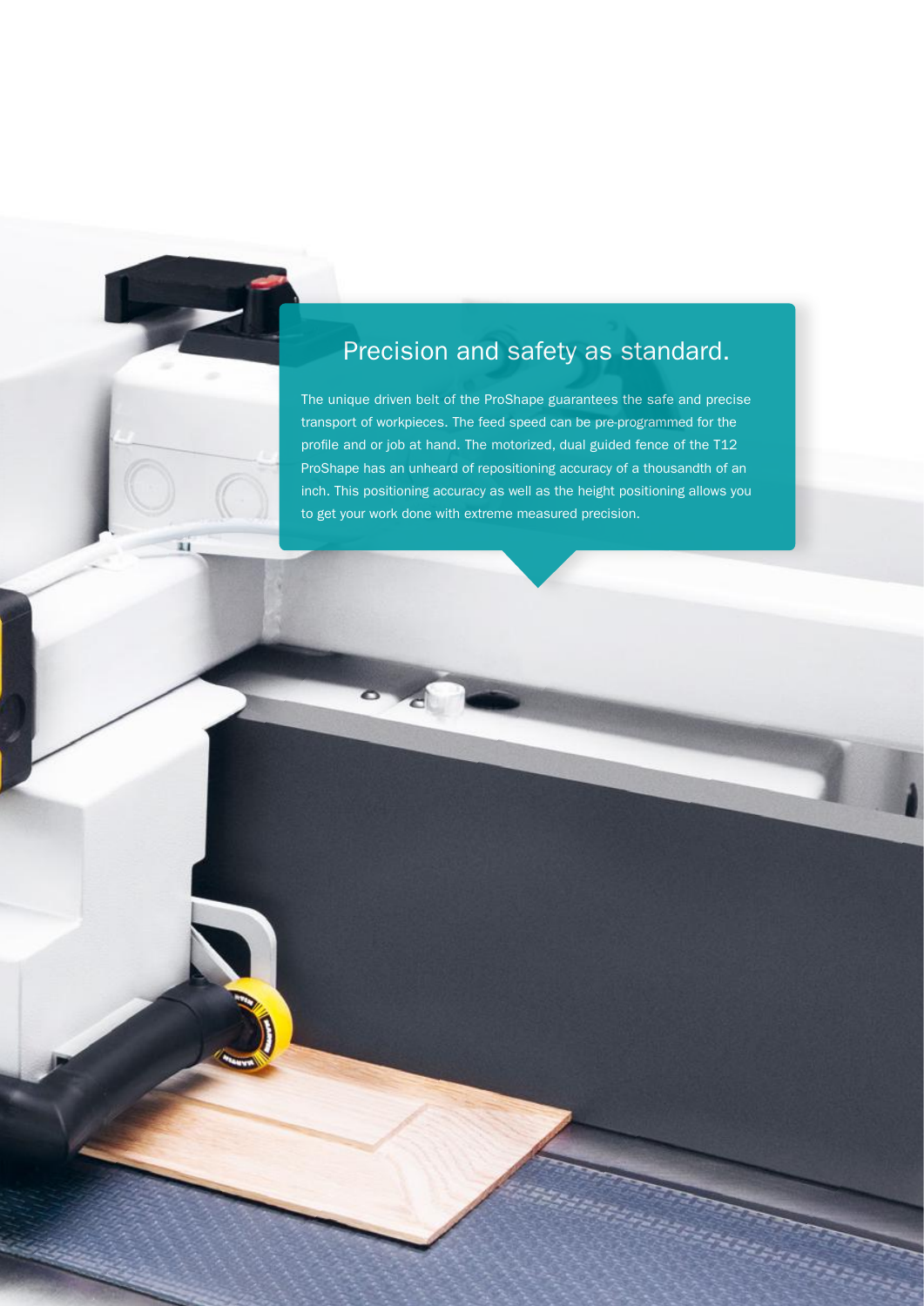## Precision and safety as standard.

The unique driven belt of the ProShape guarantees the safe and precise transport of workpieces. The feed speed can be pre-programmed for the profile and or job at hand. The motorized, dual guided fence of the T12 ProShape has an unheard of repositioning accuracy of a thousandth of an inch. This positioning accuracy as well as the height positioning allows you to get your work done with extreme measured precision.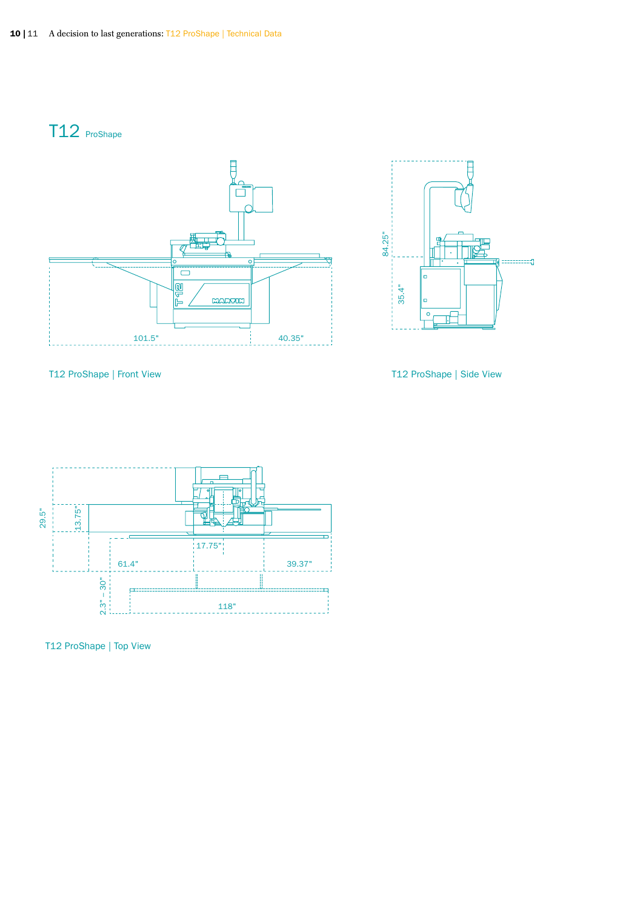# T12 ProShape

101.5"

40.35"

84.25"

35.4"

T12 ProShape | Front View

T12 ProShape | Side View

29.5"

13.75"

17.75"

61.4"

39.37"

2.3" – 30"

118"

T12 ProShape | Top View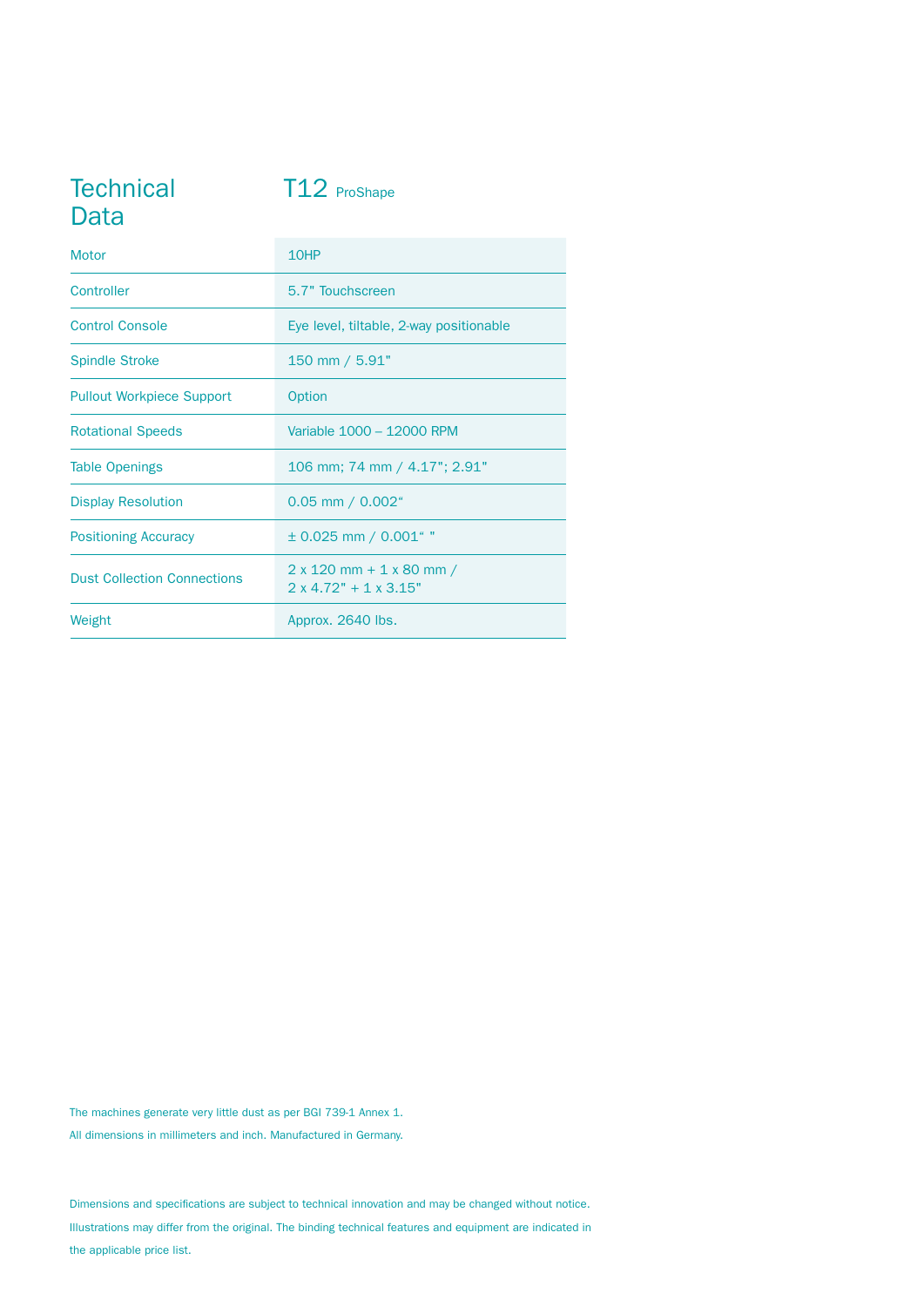# Technical Data

| | T12 ProShape |
|---|---|
| Motor | 10HP |
| Controller | 5.7" Touchscreen |
| Control Console | Eye level, tiltable, 2-way positionable |
| Spindle Stroke | 150 mm / 5.91" |
| Pullout Workpiece Support | Option |
| Rotational Speeds | Variable 1000 – 12000 RPM |
| Table Openings | 106 mm; 74 mm / 4.17"; 2.91" |
| Display Resolution | 0.05 mm / 0.002" |
| Positioning Accuracy | ± 0.025 mm / 0.001" " |
| Dust Collection Connections | 2 x 120 mm + 1 x 80 mm / 2 x 4.72" + 1 x 3.15" |
| Weight | Approx. 2640 lbs. |

The machines generate very little dust as per BGI 739-1 Annex 1.

All dimensions in millimeters and inch. Manufactured in Germany.

Dimensions and specifications are subject to technical innovation and may be changed without notice. Illustrations may differ from the original. The binding technical features and equipment are indicated in the applicable price list.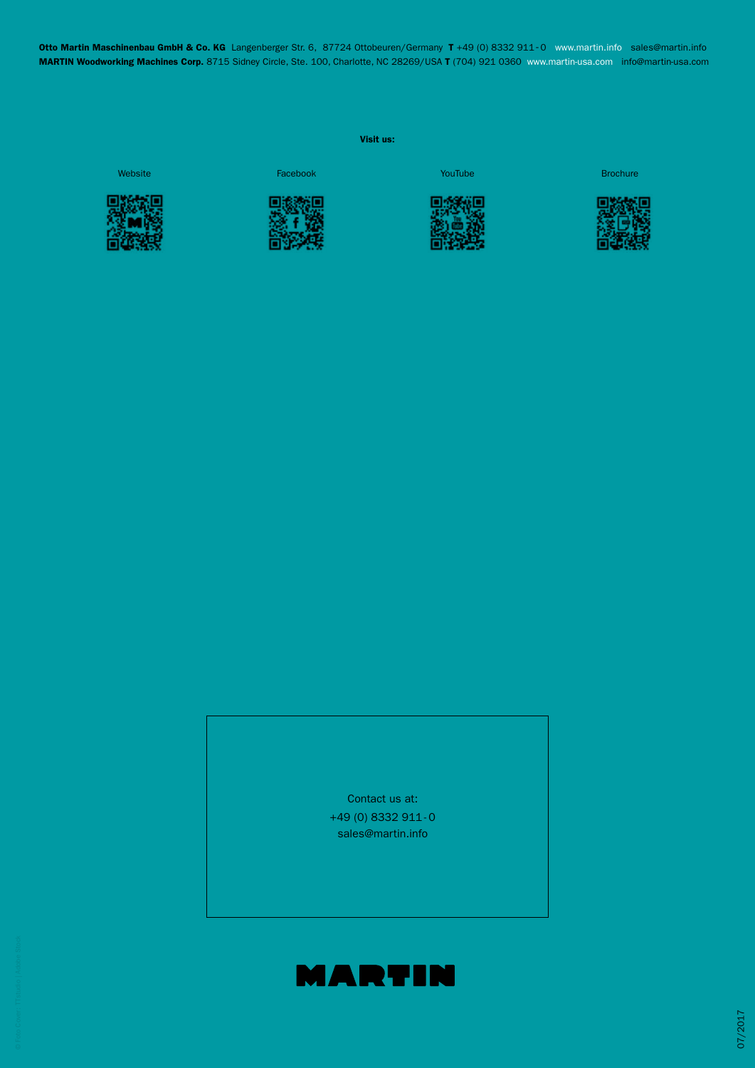**Otto Martin Maschinenbau GmbH & Co. KG** Langenberger Str. 6, 87724 Ottobeuren/Germany **T** +49 (0) 8332 911-0 www.martin.info sales@martin.info
**MARTIN Woodworking Machines Corp.** 8715 Sidney Circle, Ste. 100, Charlotte, NC 28269/USA **T** (704) 921 0360 www.martin-usa.com info@martin-usa.com

**Visit us:**

Website

Facebook

YouTube

Brochure

Contact us at:
+49 (0) 8332 911-0
sales@martin.info

MARTIN

07/2017